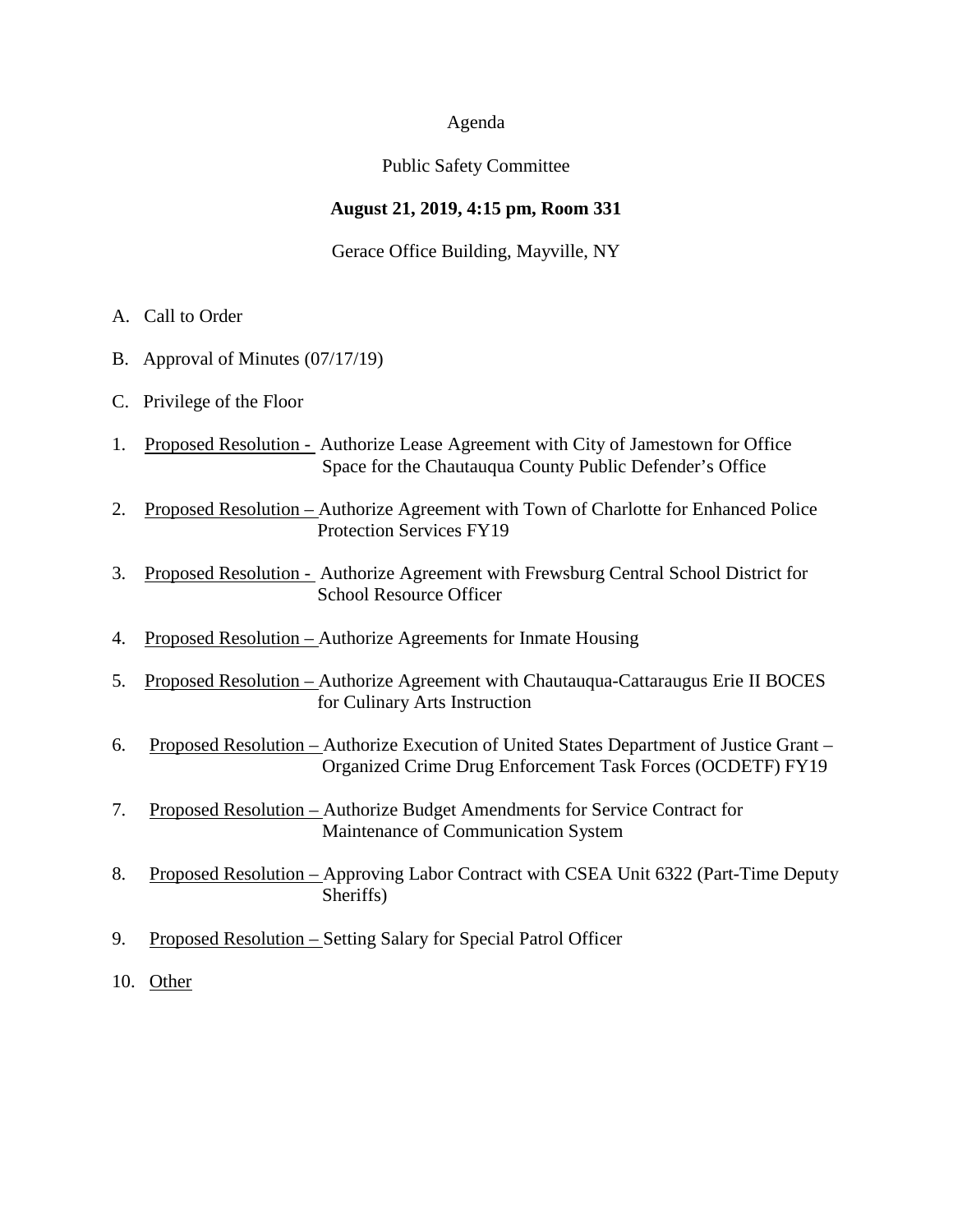Agenda

Public Safety Committee

**August 21, 2019, 4:15 pm, Room 331**

Gerace Office Building, Mayville, NY

A. Call to Order

B. Approval of Minutes (07/17/19)

C. Privilege of the Floor

1. Proposed Resolution - Authorize Lease Agreement with City of Jamestown for Office Space for the Chautauqua County Public Defender's Office

2. Proposed Resolution – Authorize Agreement with Town of Charlotte for Enhanced Police Protection Services FY19

3. Proposed Resolution - Authorize Agreement with Frewsburg Central School District for School Resource Officer

4. Proposed Resolution – Authorize Agreements for Inmate Housing

5. Proposed Resolution – Authorize Agreement with Chautauqua-Cattaraugus Erie II BOCES for Culinary Arts Instruction

6. Proposed Resolution – Authorize Execution of United States Department of Justice Grant – Organized Crime Drug Enforcement Task Forces (OCDETF) FY19

7. Proposed Resolution – Authorize Budget Amendments for Service Contract for Maintenance of Communication System

8. Proposed Resolution – Approving Labor Contract with CSEA Unit 6322 (Part-Time Deputy Sheriffs)

9. Proposed Resolution – Setting Salary for Special Patrol Officer

10. Other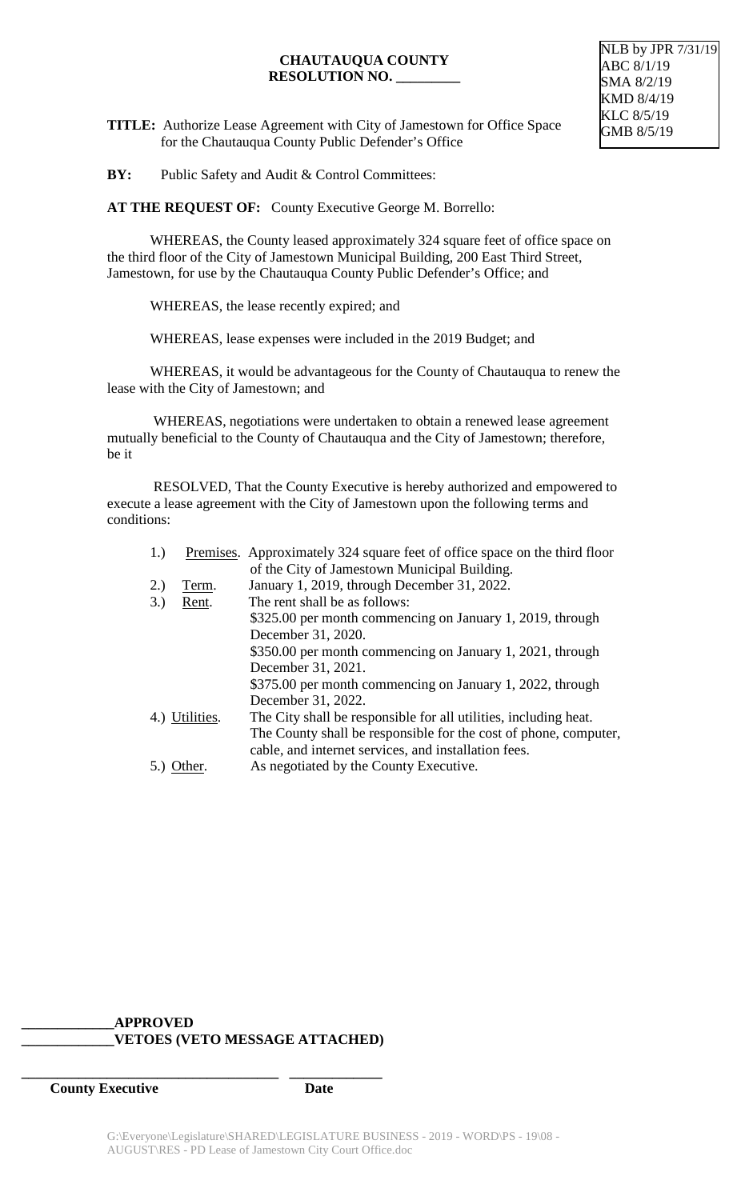NLB by JPR 7/31/19
ABC 8/1/19
SMA 8/2/19
KMD 8/4/19
KLC 8/5/19
GMB 8/5/19

**CHAUTAUQUA COUNTY**
**RESOLUTION NO. _________**

**TITLE:** Authorize Lease Agreement with City of Jamestown for Office Space for the Chautauqua County Public Defender's Office

**BY:** Public Safety and Audit & Control Committees:

**AT THE REQUEST OF:** County Executive George M. Borrello:

WHEREAS, the County leased approximately 324 square feet of office space on the third floor of the City of Jamestown Municipal Building, 200 East Third Street, Jamestown, for use by the Chautauqua County Public Defender's Office; and

WHEREAS, the lease recently expired; and

WHEREAS, lease expenses were included in the 2019 Budget; and

WHEREAS, it would be advantageous for the County of Chautauqua to renew the lease with the City of Jamestown; and

WHEREAS, negotiations were undertaken to obtain a renewed lease agreement mutually beneficial to the County of Chautauqua and the City of Jamestown; therefore, be it

RESOLVED, That the County Executive is hereby authorized and empowered to execute a lease agreement with the City of Jamestown upon the following terms and conditions:

1.) Premises. Approximately 324 square feet of office space on the third floor of the City of Jamestown Municipal Building.
2.) Term. January 1, 2019, through December 31, 2022.
3.) Rent. The rent shall be as follows:
    $325.00 per month commencing on January 1, 2019, through December 31, 2020.
    $350.00 per month commencing on January 1, 2021, through December 31, 2021.
    $375.00 per month commencing on January 1, 2022, through December 31, 2022.
4.) Utilities. The City shall be responsible for all utilities, including heat. The County shall be responsible for the cost of phone, computer, cable, and internet services, and installation fees.
5.) Other. As negotiated by the County Executive.

**_____________APPROVED**
**_____________VETOES (VETO MESSAGE ATTACHED)**

**___________________________________ _____________**
**County Executive Date**

G:\Everyone\Legislature\SHARED\LEGISLATURE BUSINESS - 2019 - WORD\PS - 19\08 - AUGUST\RES - PD Lease of Jamestown City Court Office.doc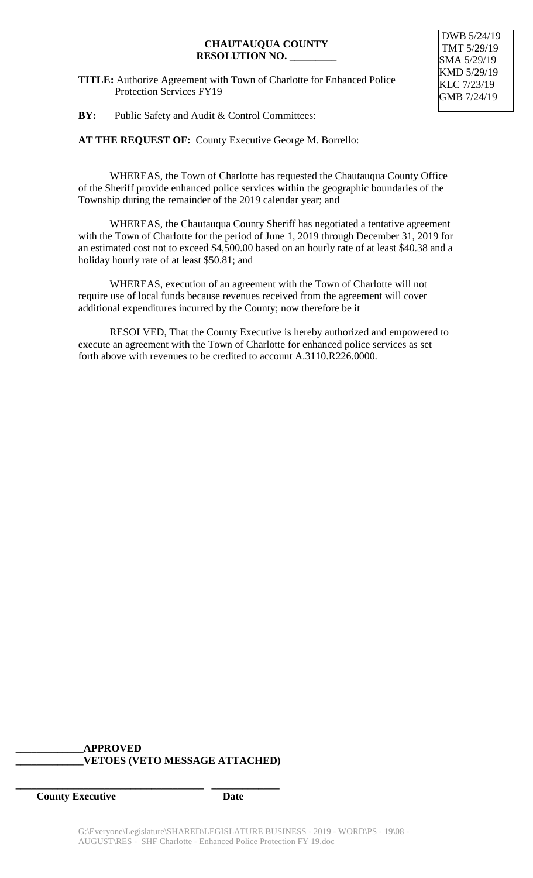**CHAUTAUQUA COUNTY**
**RESOLUTION NO. _________**

DWB 5/24/19
TMT 5/29/19
SMA 5/29/19
KMD 5/29/19
KLC 7/23/19
GMB 7/24/19

**TITLE:** Authorize Agreement with Town of Charlotte for Enhanced Police Protection Services FY19

**BY:** Public Safety and Audit & Control Committees:

**AT THE REQUEST OF:** County Executive George M. Borrello:

WHEREAS, the Town of Charlotte has requested the Chautauqua County Office of the Sheriff provide enhanced police services within the geographic boundaries of the Township during the remainder of the 2019 calendar year; and

WHEREAS, the Chautauqua County Sheriff has negotiated a tentative agreement with the Town of Charlotte for the period of June 1, 2019 through December 31, 2019 for an estimated cost not to exceed $4,500.00 based on an hourly rate of at least $40.38 and a holiday hourly rate of at least $50.81; and

WHEREAS, execution of an agreement with the Town of Charlotte will not require use of local funds because revenues received from the agreement will cover additional expenditures incurred by the County; now therefore be it

RESOLVED, That the County Executive is hereby authorized and empowered to execute an agreement with the Town of Charlotte for enhanced police services as set forth above with revenues to be credited to account A.3110.R226.0000.

**_____________APPROVED**
**_____________VETOES (VETO MESSAGE ATTACHED)**

**____________________________________ _____________**
**County Executive Date**

G:\Everyone\Legislature\SHARED\LEGISLATURE BUSINESS - 2019 - WORD\PS - 19\08 - AUGUST\RES - SHF Charlotte - Enhanced Police Protection FY 19.doc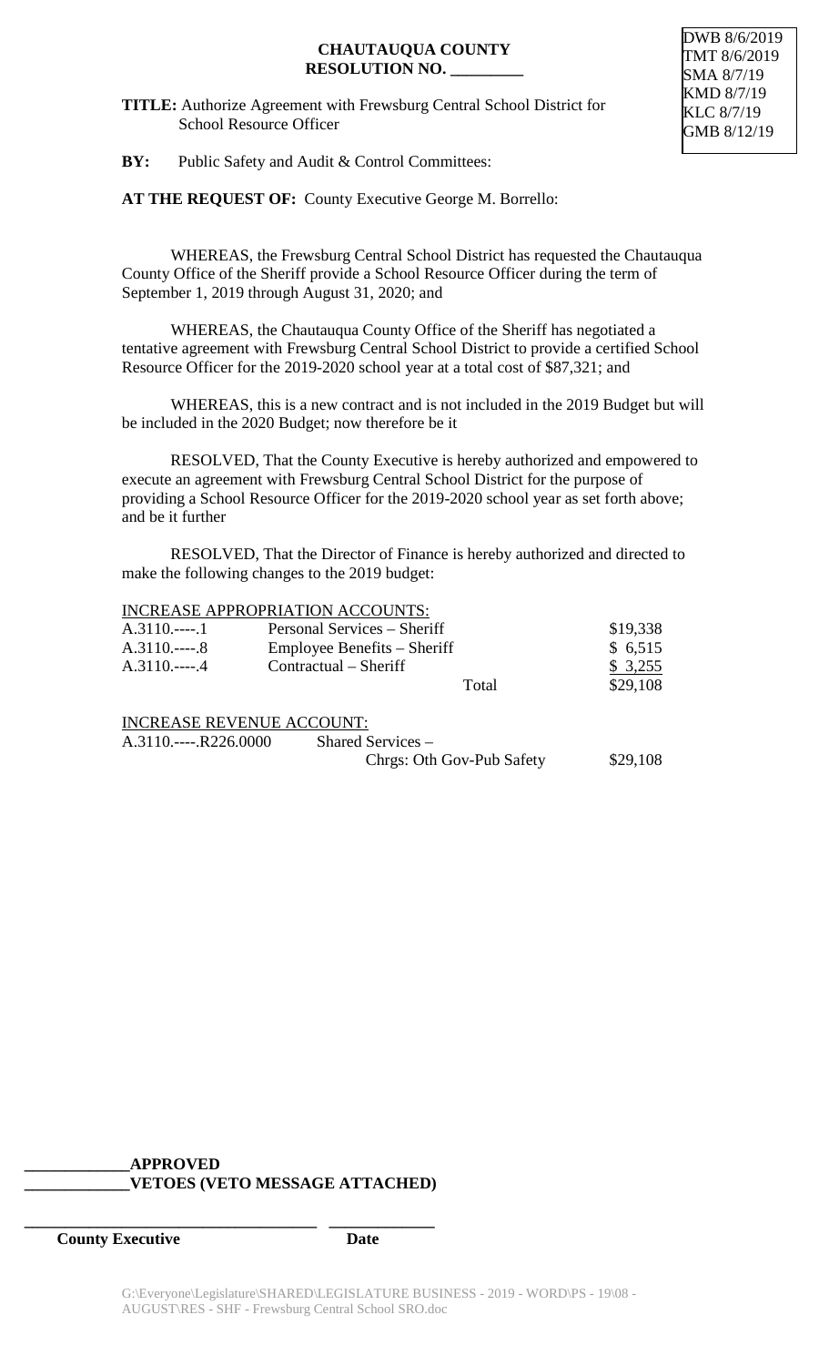DWB 8/6/2019
TMT 8/6/2019
SMA 8/7/19
KMD 8/7/19
KLC 8/7/19
GMB 8/12/19

**CHAUTAUQUA COUNTY**
**RESOLUTION NO. _________**

**TITLE:** Authorize Agreement with Frewsburg Central School District for School Resource Officer

**BY:** Public Safety and Audit & Control Committees:

**AT THE REQUEST OF:** County Executive George M. Borrello:

WHEREAS, the Frewsburg Central School District has requested the Chautauqua County Office of the Sheriff provide a School Resource Officer during the term of September 1, 2019 through August 31, 2020; and

WHEREAS, the Chautauqua County Office of the Sheriff has negotiated a tentative agreement with Frewsburg Central School District to provide a certified School Resource Officer for the 2019-2020 school year at a total cost of $87,321; and

WHEREAS, this is a new contract and is not included in the 2019 Budget but will be included in the 2020 Budget; now therefore be it

RESOLVED, That the County Executive is hereby authorized and empowered to execute an agreement with Frewsburg Central School District for the purpose of providing a School Resource Officer for the 2019-2020 school year as set forth above; and be it further

RESOLVED, That the Director of Finance is hereby authorized and directed to make the following changes to the 2019 budget:

INCREASE APPROPRIATION ACCOUNTS:

| | | |
|---|---|---|
| A.3110.----.1 | Personal Services – Sheriff | $19,338 |
| A.3110.----.8 | Employee Benefits – Sheriff | $ 6,515 |
| A.3110.----.4 | Contractual – Sheriff | $ 3,255 |
| | Total | $29,108 |

INCREASE REVENUE ACCOUNT:

| | | |
|---|---|---|
| A.3110.----.R226.0000 | Shared Services – Chrgs: Oth Gov-Pub Safety | $29,108 |

_____________APPROVED
_____________VETOES (VETO MESSAGE ATTACHED)

_____________________________________ _____________
**County Executive** **Date**

G:\Everyone\Legislature\SHARED\LEGISLATURE BUSINESS - 2019 - WORD\PS - 19\08 - AUGUST\RES - SHF - Frewsburg Central School SRO.doc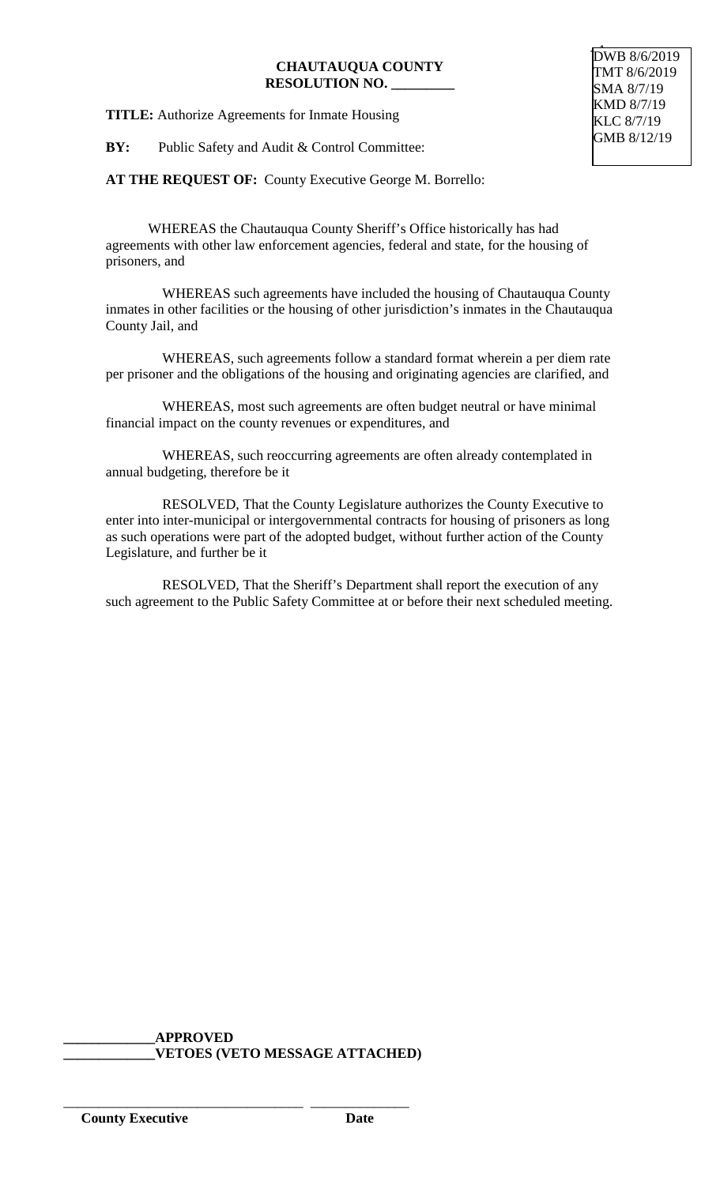DWB 8/6/2019
TMT 8/6/2019
SMA 8/7/19
KMD 8/7/19
KLC 8/7/19
GMB 8/12/19

**CHAUTAUQUA COUNTY**
**RESOLUTION NO. \_\_\_\_\_\_\_\_\_**

**TITLE:** Authorize Agreements for Inmate Housing

**BY:** Public Safety and Audit & Control Committee:

**AT THE REQUEST OF:** County Executive George M. Borrello:

WHEREAS the Chautauqua County Sheriff's Office historically has had agreements with other law enforcement agencies, federal and state, for the housing of prisoners, and

WHEREAS such agreements have included the housing of Chautauqua County inmates in other facilities or the housing of other jurisdiction's inmates in the Chautauqua County Jail, and

WHEREAS, such agreements follow a standard format wherein a per diem rate per prisoner and the obligations of the housing and originating agencies are clarified, and

WHEREAS, most such agreements are often budget neutral or have minimal financial impact on the county revenues or expenditures, and

WHEREAS, such reoccurring agreements are often already contemplated in annual budgeting, therefore be it

RESOLVED, That the County Legislature authorizes the County Executive to enter into inter-municipal or intergovernmental contracts for housing of prisoners as long as such operations were part of the adopted budget, without further action of the County Legislature, and further be it

RESOLVED, That the Sheriff's Department shall report the execution of any such agreement to the Public Safety Committee at or before their next scheduled meeting.

\_\_\_\_\_\_\_\_\_\_\_\_\_**APPROVED**
\_\_\_\_\_\_\_\_\_\_\_\_\_**VETOES (VETO MESSAGE ATTACHED)**

\_\_\_\_\_\_\_\_\_\_\_\_\_\_\_\_\_\_\_\_\_\_\_\_\_\_\_\_\_\_\_\_\_\_\_ \_\_\_\_\_\_\_\_\_\_\_\_\_\_\_
**County Executive** **Date**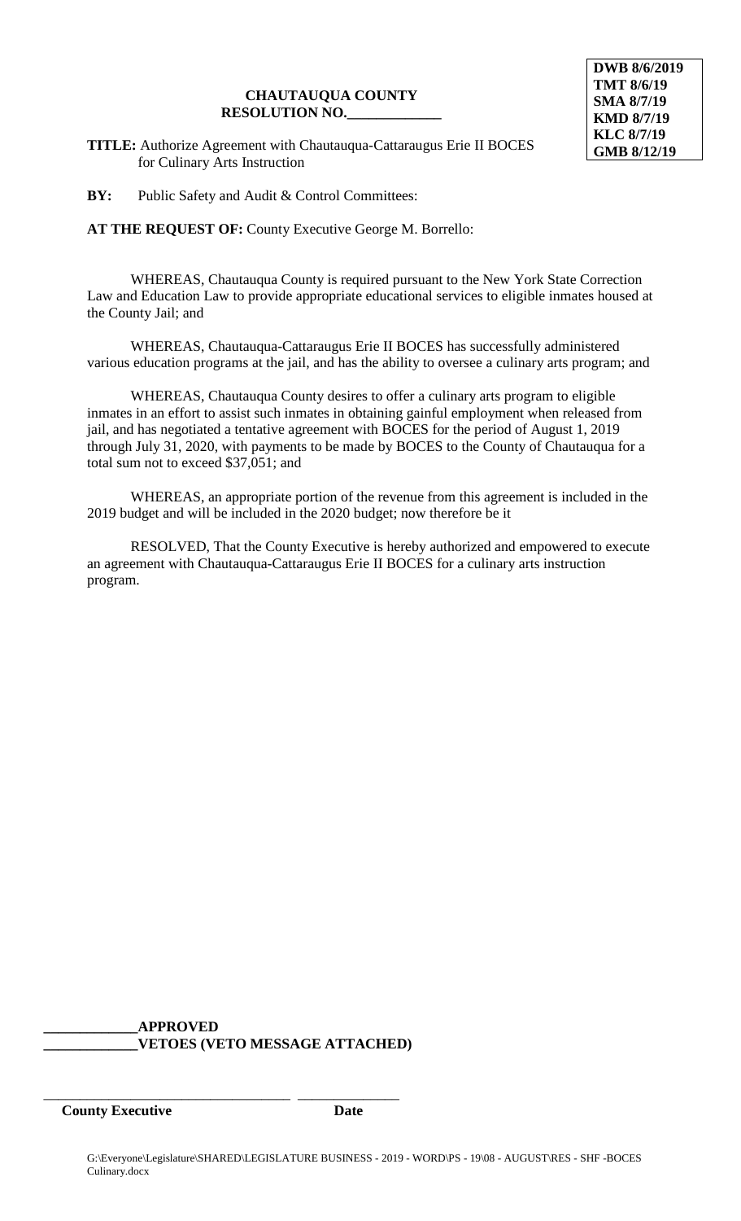**DWB 8/6/2019**
**TMT 8/6/19**
**SMA 8/7/19**
**KMD 8/7/19**
**KLC 8/7/19**
**GMB 8/12/19**

**CHAUTAUQUA COUNTY**
**RESOLUTION NO.\_\_\_\_\_\_\_\_\_\_\_\_\_**

**TITLE:** Authorize Agreement with Chautauqua-Cattaraugus Erie II BOCES for Culinary Arts Instruction

**BY:** Public Safety and Audit & Control Committees:

**AT THE REQUEST OF:** County Executive George M. Borrello:

WHEREAS, Chautauqua County is required pursuant to the New York State Correction Law and Education Law to provide appropriate educational services to eligible inmates housed at the County Jail; and

WHEREAS, Chautauqua-Cattaraugus Erie II BOCES has successfully administered various education programs at the jail, and has the ability to oversee a culinary arts program; and

WHEREAS, Chautauqua County desires to offer a culinary arts program to eligible inmates in an effort to assist such inmates in obtaining gainful employment when released from jail, and has negotiated a tentative agreement with BOCES for the period of August 1, 2019 through July 31, 2020, with payments to be made by BOCES to the County of Chautauqua for a total sum not to exceed $37,051; and

WHEREAS, an appropriate portion of the revenue from this agreement is included in the 2019 budget and will be included in the 2020 budget; now therefore be it

RESOLVED, That the County Executive is hereby authorized and empowered to execute an agreement with Chautauqua-Cattaraugus Erie II BOCES for a culinary arts instruction program.

**\_\_\_\_\_\_\_\_\_\_\_\_\_APPROVED**
**\_\_\_\_\_\_\_\_\_\_\_\_\_VETOES (VETO MESSAGE ATTACHED)**

\_\_\_\_\_\_\_\_\_\_\_\_\_\_\_\_\_\_\_\_\_\_\_\_\_\_\_\_\_\_\_\_\_\_ \_\_\_\_\_\_\_\_\_\_\_\_\_\_
**County Executive** **Date**

G:\Everyone\Legislature\SHARED\LEGISLATURE BUSINESS - 2019 - WORD\PS - 19\08 - AUGUST\RES - SHF -BOCES Culinary.docx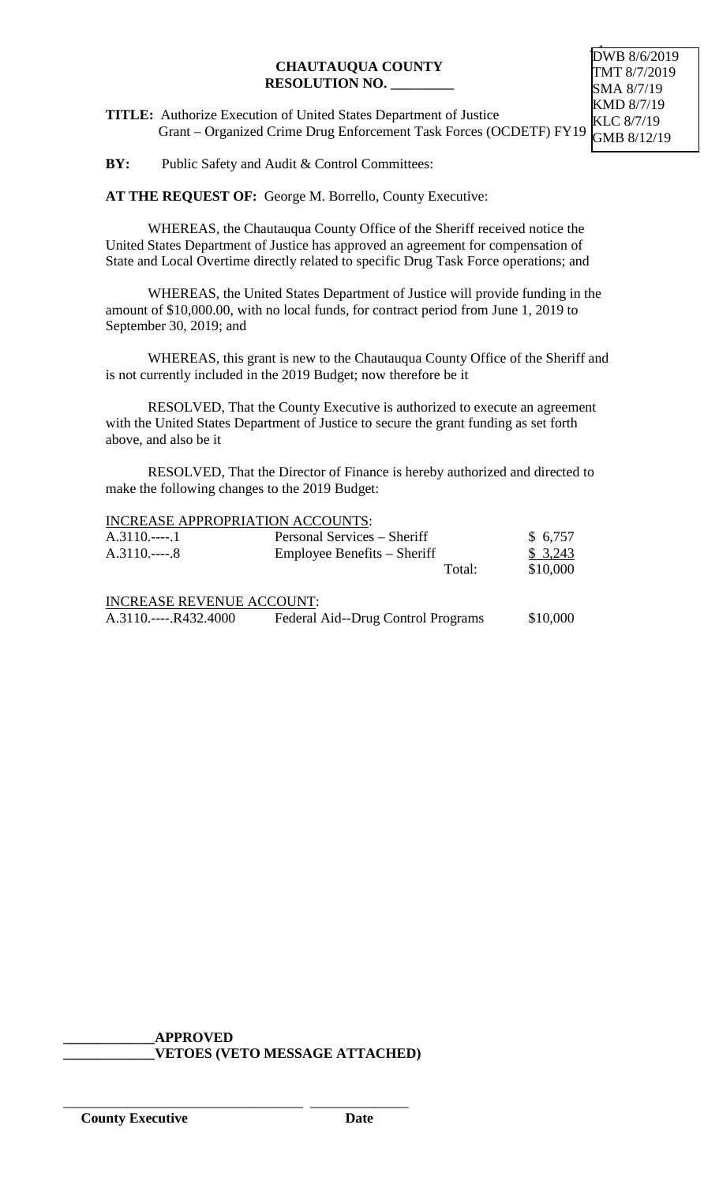DWB 8/6/2019
TMT 8/7/2019
SMA 8/7/19
KMD 8/7/19
KLC 8/7/19
GMB 8/12/19

**CHAUTAUQUA COUNTY**
**RESOLUTION NO. _________**

**TITLE:** Authorize Execution of United States Department of Justice Grant – Organized Crime Drug Enforcement Task Forces (OCDETF) FY19

**BY:** Public Safety and Audit & Control Committees:

**AT THE REQUEST OF:** George M. Borrello, County Executive:

WHEREAS, the Chautauqua County Office of the Sheriff received notice the United States Department of Justice has approved an agreement for compensation of State and Local Overtime directly related to specific Drug Task Force operations; and

WHEREAS, the United States Department of Justice will provide funding in the amount of $10,000.00, with no local funds, for contract period from June 1, 2019 to September 30, 2019; and

WHEREAS, this grant is new to the Chautauqua County Office of the Sheriff and is not currently included in the 2019 Budget; now therefore be it

RESOLVED, That the County Executive is authorized to execute an agreement with the United States Department of Justice to secure the grant funding as set forth above, and also be it

RESOLVED, That the Director of Finance is hereby authorized and directed to make the following changes to the 2019 Budget:

INCREASE APPROPRIATION ACCOUNTS:

| | | |
|---|---|---|
| A.3110.----.1 | Personal Services – Sheriff | $ 6,757 |
| A.3110.----.8 | Employee Benefits – Sheriff | $ 3,243 |
| | Total: | $10,000 |

INCREASE REVENUE ACCOUNT:

| | | |
|---|---|---|
| A.3110.----.R432.4000 | Federal Aid--Drug Control Programs | $10,000 |

**_____________APPROVED**
**_____________VETOES (VETO MESSAGE ATTACHED)**

___________________________________ ______________
**County Executive** **Date**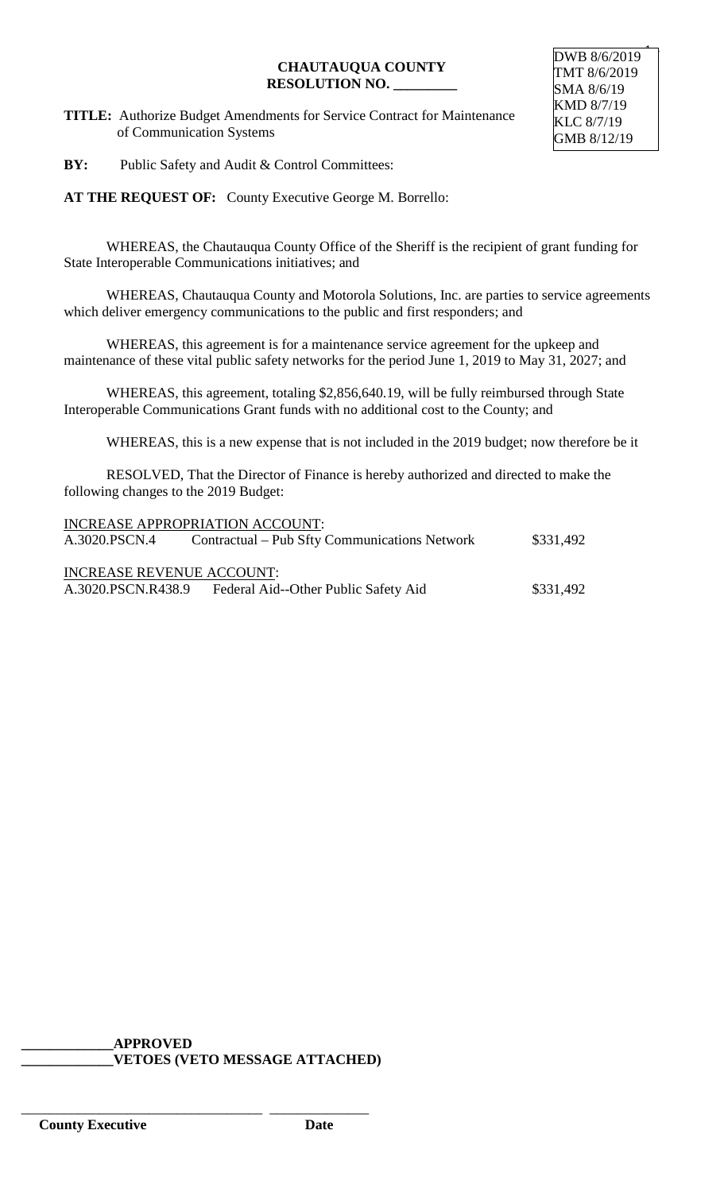**CHAUTAUQUA COUNTY**
**RESOLUTION NO. _________**

DWB 8/6/2019
TMT 8/6/2019
SMA 8/6/19
KMD 8/7/19
KLC 8/7/19
GMB 8/12/19

**TITLE:** Authorize Budget Amendments for Service Contract for Maintenance of Communication Systems

**BY:** Public Safety and Audit & Control Committees:

**AT THE REQUEST OF:** County Executive George M. Borrello:

WHEREAS, the Chautauqua County Office of the Sheriff is the recipient of grant funding for State Interoperable Communications initiatives; and

WHEREAS, Chautauqua County and Motorola Solutions, Inc. are parties to service agreements which deliver emergency communications to the public and first responders; and

WHEREAS, this agreement is for a maintenance service agreement for the upkeep and maintenance of these vital public safety networks for the period June 1, 2019 to May 31, 2027; and

WHEREAS, this agreement, totaling $2,856,640.19, will be fully reimbursed through State Interoperable Communications Grant funds with no additional cost to the County; and

WHEREAS, this is a new expense that is not included in the 2019 budget; now therefore be it

RESOLVED, That the Director of Finance is hereby authorized and directed to make the following changes to the 2019 Budget:

INCREASE APPROPRIATION ACCOUNT:

| | | |
|---|---|---|
| A.3020.PSCN.4 | Contractual – Pub Sfty Communications Network | $331,492 |

INCREASE REVENUE ACCOUNT:

| | | |
|---|---|---|
| A.3020.PSCN.R438.9 | Federal Aid--Other Public Safety Aid | $331,492 |

_____________**APPROVED**
_____________**VETOES (VETO MESSAGE ATTACHED)**

___________________________________ _______________
**County Executive** **Date**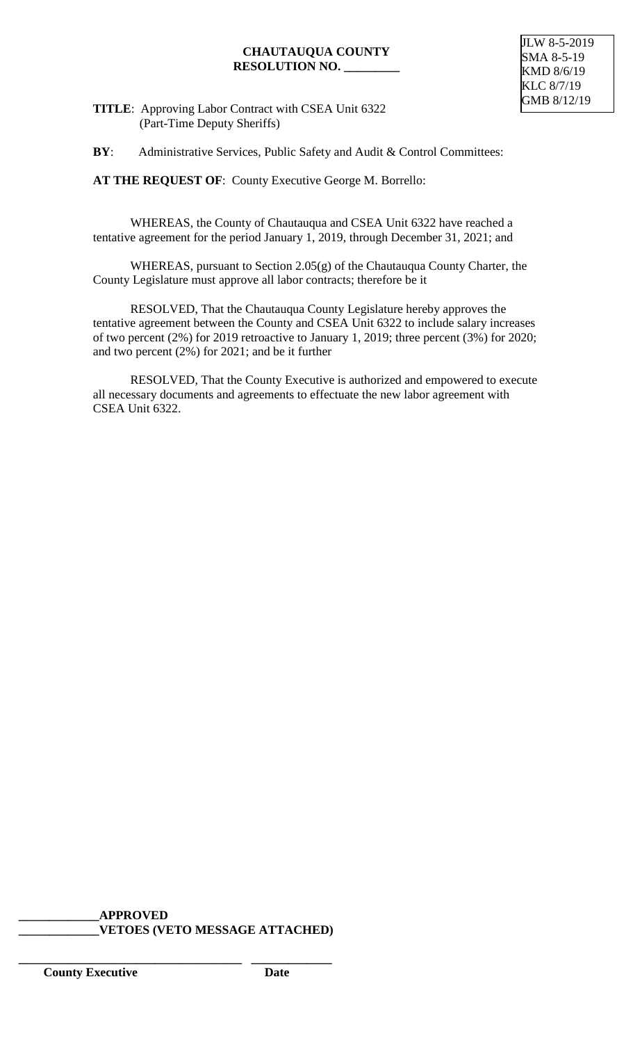JLW 8-5-2019
SMA 8-5-19
KMD 8/6/19
KLC 8/7/19
GMB 8/12/19

**CHAUTAUQUA COUNTY**
**RESOLUTION NO. _________**

**TITLE**: Approving Labor Contract with CSEA Unit 6322 (Part-Time Deputy Sheriffs)

**BY**: Administrative Services, Public Safety and Audit & Control Committees:

**AT THE REQUEST OF**: County Executive George M. Borrello:

WHEREAS, the County of Chautauqua and CSEA Unit 6322 have reached a tentative agreement for the period January 1, 2019, through December 31, 2021; and

WHEREAS, pursuant to Section 2.05(g) of the Chautauqua County Charter, the County Legislature must approve all labor contracts; therefore be it

RESOLVED, That the Chautauqua County Legislature hereby approves the tentative agreement between the County and CSEA Unit 6322 to include salary increases of two percent (2%) for 2019 retroactive to January 1, 2019; three percent (3%) for 2020; and two percent (2%) for 2021; and be it further

RESOLVED, That the County Executive is authorized and empowered to execute all necessary documents and agreements to effectuate the new labor agreement with CSEA Unit 6322.

**_____________APPROVED**
**_____________VETOES (VETO MESSAGE ATTACHED)**

**___________________________________ _____________**
**County Executive Date**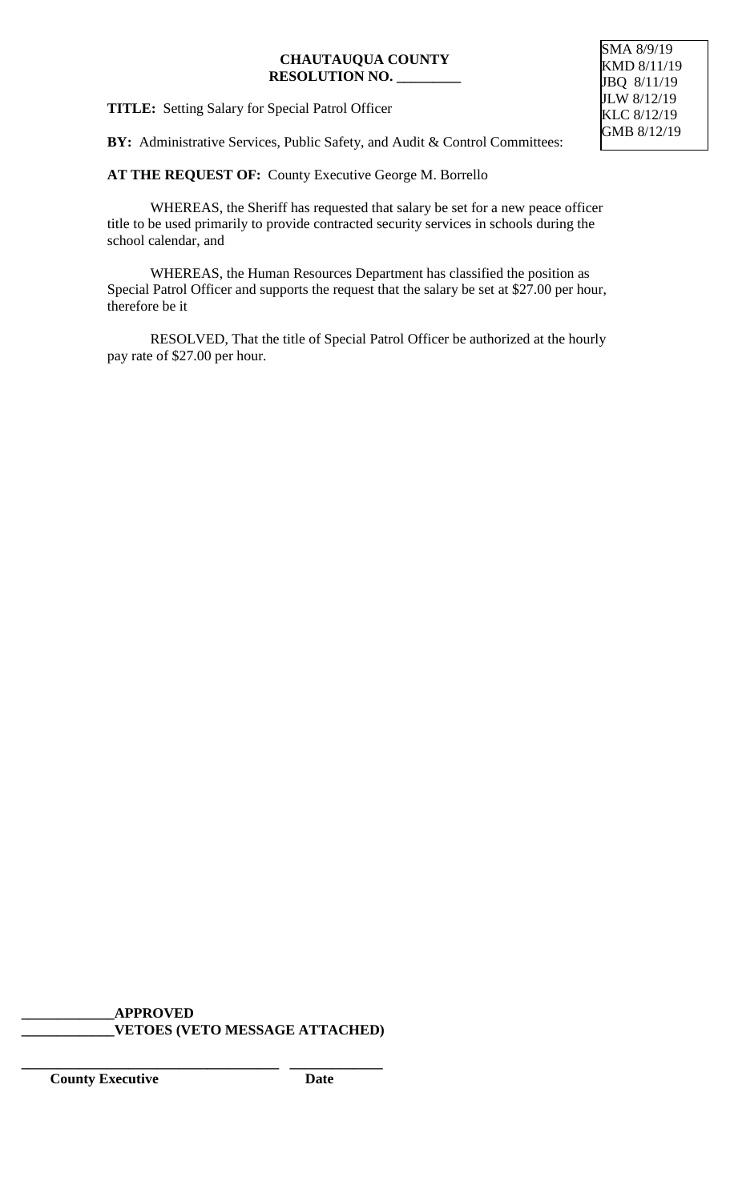SMA 8/9/19
KMD 8/11/19
JBQ 8/11/19
JLW 8/12/19
KLC 8/12/19
GMB 8/12/19

**CHAUTAUQUA COUNTY**
**RESOLUTION NO. _________**

**TITLE:** Setting Salary for Special Patrol Officer

**BY:** Administrative Services, Public Safety, and Audit & Control Committees:

**AT THE REQUEST OF:** County Executive George M. Borrello

WHEREAS, the Sheriff has requested that salary be set for a new peace officer title to be used primarily to provide contracted security services in schools during the school calendar, and

WHEREAS, the Human Resources Department has classified the position as Special Patrol Officer and supports the request that the salary be set at $27.00 per hour, therefore be it

RESOLVED, That the title of Special Patrol Officer be authorized at the hourly pay rate of $27.00 per hour.

**_____________APPROVED**
**_____________VETOES (VETO MESSAGE ATTACHED)**

**_____________________________________ _____________**
**County Executive Date**